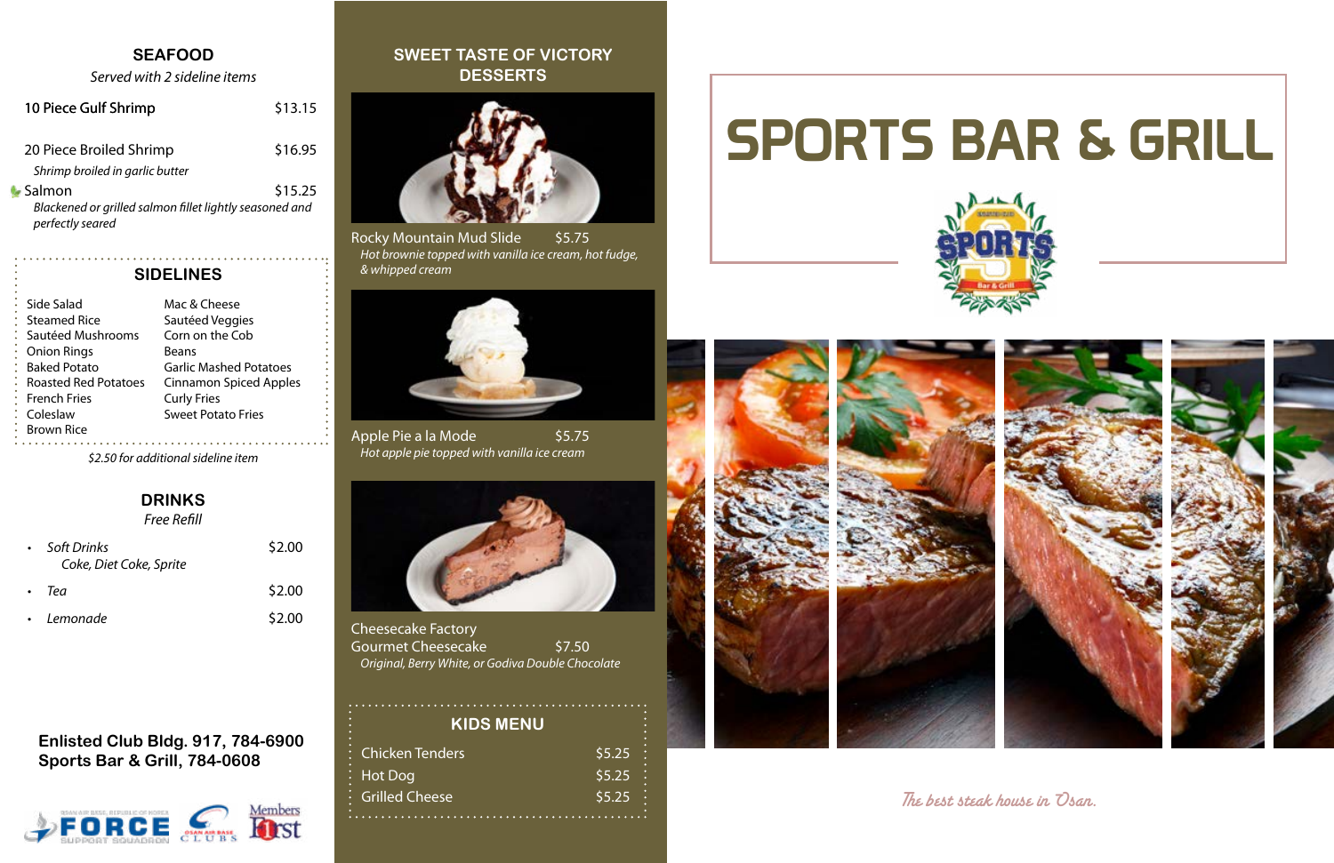## SEAFOOD

*Served with 2 sideline items*

10 Piece Gulf Shrimp $13.15

20 Piece Broiled Shrimp $16.95
*Shrimp broiled in garlic butter*

Salmon $15.25
*Blackened or grilled salmon fillet lightly seasoned and perfectly seared*

## SIDELINES

- Side Salad
- Steamed Rice
- Sautéed Mushrooms
- Onion Rings
- Baked Potato
- Roasted Red Potatoes
- French Fries
- Coleslaw
- Brown Rice
- Mac & Cheese
- Sautéed Veggies
- Corn on the Cob
- Beans
- Garlic Mashed Potatoes
- Cinnamon Spiced Apples
- Curly Fries
- Sweet Potato Fries

*$2.50 for additional sideline item*

## DRINKS

*Free Refill*

- *Soft Drinks* $2.00
  *Coke, Diet Coke, Sprite*
- *Tea* $2.00
- *Lemonade* $2.00

**Enlisted Club Bldg. 917, 784-6900**
**Sports Bar & Grill, 784-0608**

## SWEET TASTE OF VICTORY DESSERTS

Rocky Mountain Mud Slide $5.75
*Hot brownie topped with vanilla ice cream, hot fudge, & whipped cream*

Apple Pie a la Mode $5.75
*Hot apple pie topped with vanilla ice cream*

Cheesecake Factory Gourmet Cheesecake $7.50
*Original, Berry White, or Godiva Double Chocolate*

## KIDS MENU

| Item | Price |
|---|---|
| Chicken Tenders | $5.25 |
| Hot Dog | $5.25 |
| Grilled Cheese | $5.25 |

# SPORTS BAR & GRILL

*The best steak house in Osan.*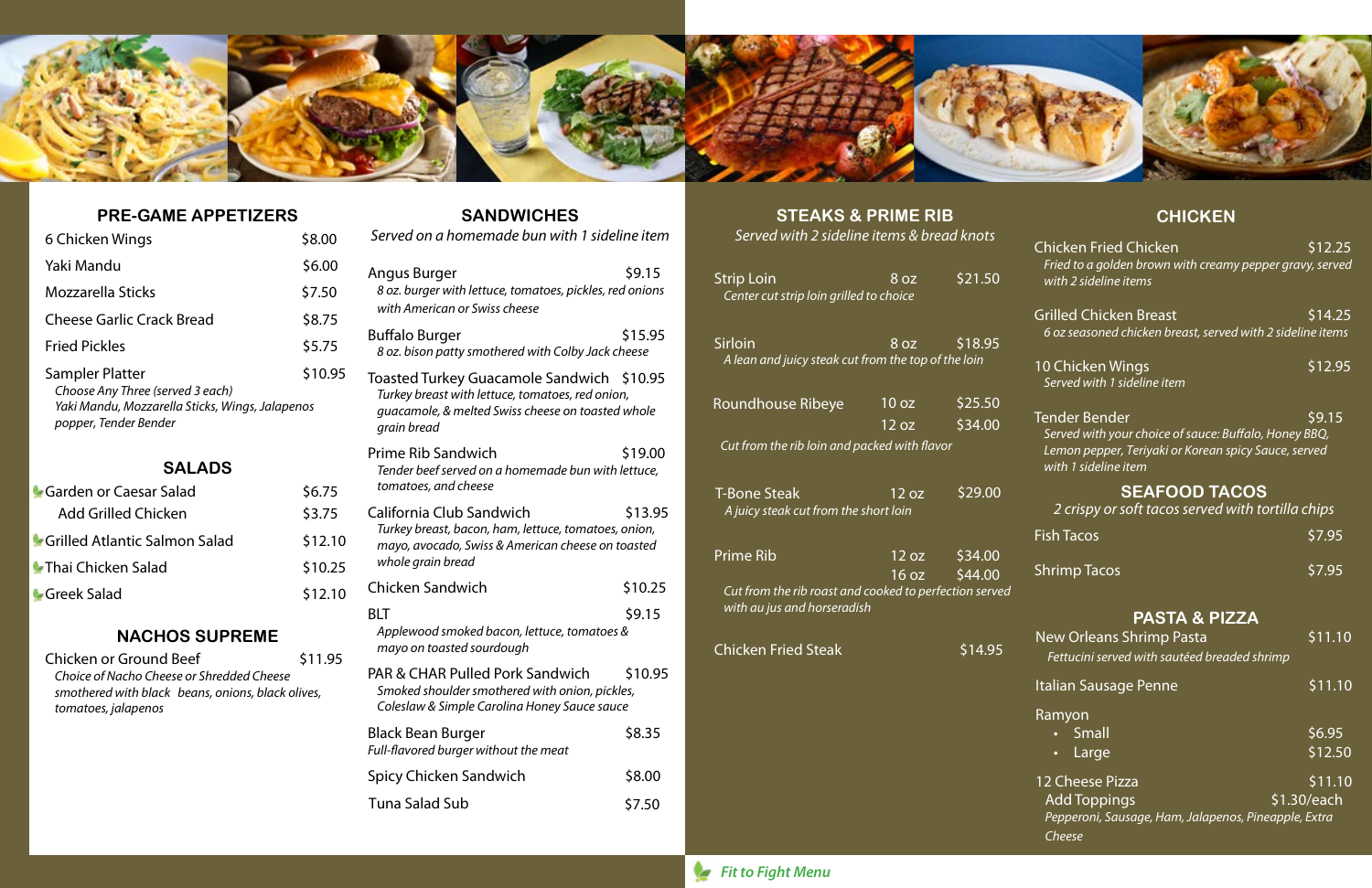## PRE-GAME APPETIZERS

| | |
|---|---|
| 6 Chicken Wings | $8.00 |
| Yaki Mandu | $6.00 |
| Mozzarella Sticks | $7.50 |
| Cheese Garlic Crack Bread | $8.75 |
| Fried Pickles | $5.75 |
| Sampler Platter | $10.95 |

*Choose Any Three (served 3 each)*
*Yaki Mandu, Mozzarella Sticks, Wings, Jalapenos popper, Tender Bender*

## SALADS

| | |
|---|---|
| Garden or Caesar Salad | $6.75 |
| Add Grilled Chicken | $3.75 |
| Grilled Atlantic Salmon Salad | $12.10 |
| Thai Chicken Salad | $10.25 |
| Greek Salad | $12.10 |

## NACHOS SUPREME

Chicken or Ground Beef $11.95
*Choice of Nacho Cheese or Shredded Cheese smothered with black beans, onions, black olives, tomatoes, jalapenos*

## SANDWICHES

*Served on a homemade bun with 1 sideline item*

Angus Burger $9.15
*8 oz. burger with lettuce, tomatoes, pickles, red onions with American or Swiss cheese*

Buffalo Burger $15.95
*8 oz. bison patty smothered with Colby Jack cheese*

Toasted Turkey Guacamole Sandwich $10.95
*Turkey breast with lettuce, tomatoes, red onion, guacamole, & melted Swiss cheese on toasted whole grain bread*

Prime Rib Sandwich $19.00
*Tender beef served on a homemade bun with lettuce, tomatoes, and cheese*

California Club Sandwich $13.95
*Turkey breast, bacon, ham, lettuce, tomatoes, onion, mayo, avocado, Swiss & American cheese on toasted whole grain bread*

Chicken Sandwich $10.25

BLT $9.15
*Applewood smoked bacon, lettuce, tomatoes & mayo on toasted sourdough*

PAR & CHAR Pulled Pork Sandwich $10.95
*Smoked shoulder smothered with onion, pickles, Coleslaw & Simple Carolina Honey Sauce sauce*

Black Bean Burger $8.35
*Full-flavored burger without the meat*

Spicy Chicken Sandwich $8.00

Tuna Salad Sub $7.50

## STEAKS & PRIME RIB

*Served with 2 sideline items & bread knots*

Strip Loin 8 oz $21.50
*Center cut strip loin grilled to choice*

Sirloin 8 oz $18.95
*A lean and juicy steak cut from the top of the loin*

Roundhouse Ribeye 10 oz $25.50 / 12 oz $34.00
*Cut from the rib loin and packed with flavor*

T-Bone Steak 12 oz $29.00
*A juicy steak cut from the short loin*

Prime Rib 12 oz $34.00 / 16 oz $44.00
*Cut from the rib roast and cooked to perfection served with au jus and horseradish*

Chicken Fried Steak $14.95

## CHICKEN

Chicken Fried Chicken $12.25
*Fried to a golden brown with creamy pepper gravy, served with 2 sideline items*

Grilled Chicken Breast $14.25
*6 oz seasoned chicken breast, served with 2 sideline items*

10 Chicken Wings $12.95
*Served with 1 sideline item*

Tender Bender $9.15
*Served with your choice of sauce: Buffalo, Honey BBQ, Lemon pepper, Teriyaki or Korean spicy Sauce, served with 1 sideline item*

## SEAFOOD TACOS

*2 crispy or soft tacos served with tortilla chips*

| | |
|---|---|
| Fish Tacos | $7.95 |
| Shrimp Tacos | $7.95 |

## PASTA & PIZZA

New Orleans Shrimp Pasta $11.10
*Fettucini served with sautéed breaded shrimp*

Italian Sausage Penne $11.10

Ramyon
- Small $6.95
- Large $12.50

12 Cheese Pizza $11.10
Add Toppings $1.30/each
*Pepperoni, Sausage, Ham, Jalapenos, Pineapple, Extra Cheese*

*Fit to Fight Menu*